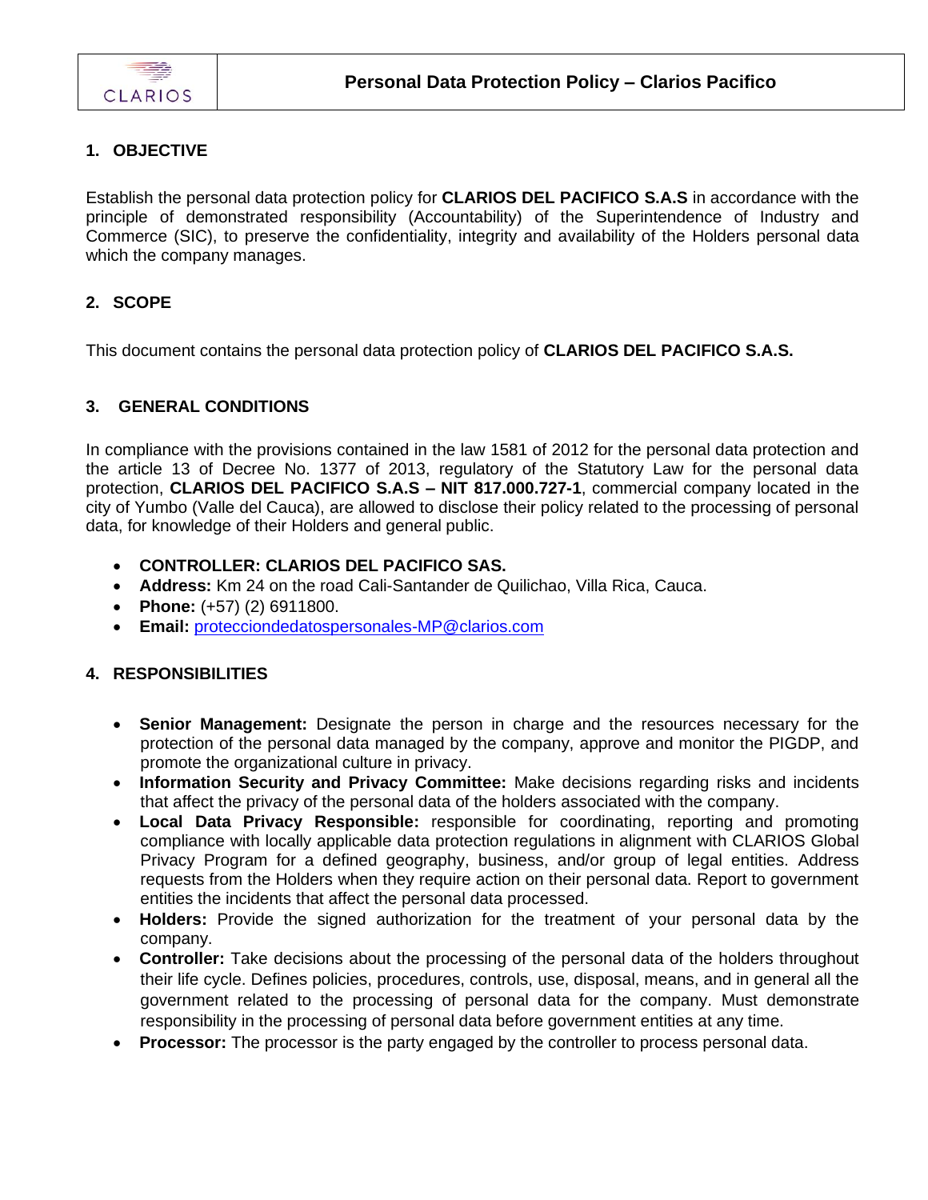# Personal Data Protection Policy – Clarios Pacifico

## 1. OBJECTIVE

Establish the personal data protection policy for **CLARIOS DEL PACIFICO S.A.S** in accordance with the principle of demonstrated responsibility (Accountability) of the Superintendence of Industry and Commerce (SIC), to preserve the confidentiality, integrity and availability of the Holders personal data which the company manages.

## 2. SCOPE

This document contains the personal data protection policy of **CLARIOS DEL PACIFICO S.A.S.**

## 3. GENERAL CONDITIONS

In compliance with the provisions contained in the law 1581 of 2012 for the personal data protection and the article 13 of Decree No. 1377 of 2013, regulatory of the Statutory Law for the personal data protection, **CLARIOS DEL PACIFICO S.A.S – NIT 817.000.727-1**, commercial company located in the city of Yumbo (Valle del Cauca), are allowed to disclose their policy related to the processing of personal data, for knowledge of their Holders and general public.

- **CONTROLLER: CLARIOS DEL PACIFICO SAS.**
- **Address:** Km 24 on the road Cali-Santander de Quilichao, Villa Rica, Cauca.
- **Phone:** (+57) (2) 6911800.
- **Email:** proecciondedatospersonales-MP@clarios.com

## 4. RESPONSIBILITIES

- **Senior Management:** Designate the person in charge and the resources necessary for the protection of the personal data managed by the company, approve and monitor the PIGDP, and promote the organizational culture in privacy.
- **Information Security and Privacy Committee:** Make decisions regarding risks and incidents that affect the privacy of the personal data of the holders associated with the company.
- **Local Data Privacy Responsible:** responsible for coordinating, reporting and promoting compliance with locally applicable data protection regulations in alignment with CLARIOS Global Privacy Program for a defined geography, business, and/or group of legal entities. Address requests from the Holders when they require action on their personal data. Report to government entities the incidents that affect the personal data processed.
- **Holders:** Provide the signed authorization for the treatment of your personal data by the company.
- **Controller:** Take decisions about the processing of the personal data of the holders throughout their life cycle. Defines policies, procedures, controls, use, disposal, means, and in general all the government related to the processing of personal data for the company. Must demonstrate responsibility in the processing of personal data before government entities at any time.
- **Processor:** The processor is the party engaged by the controller to process personal data.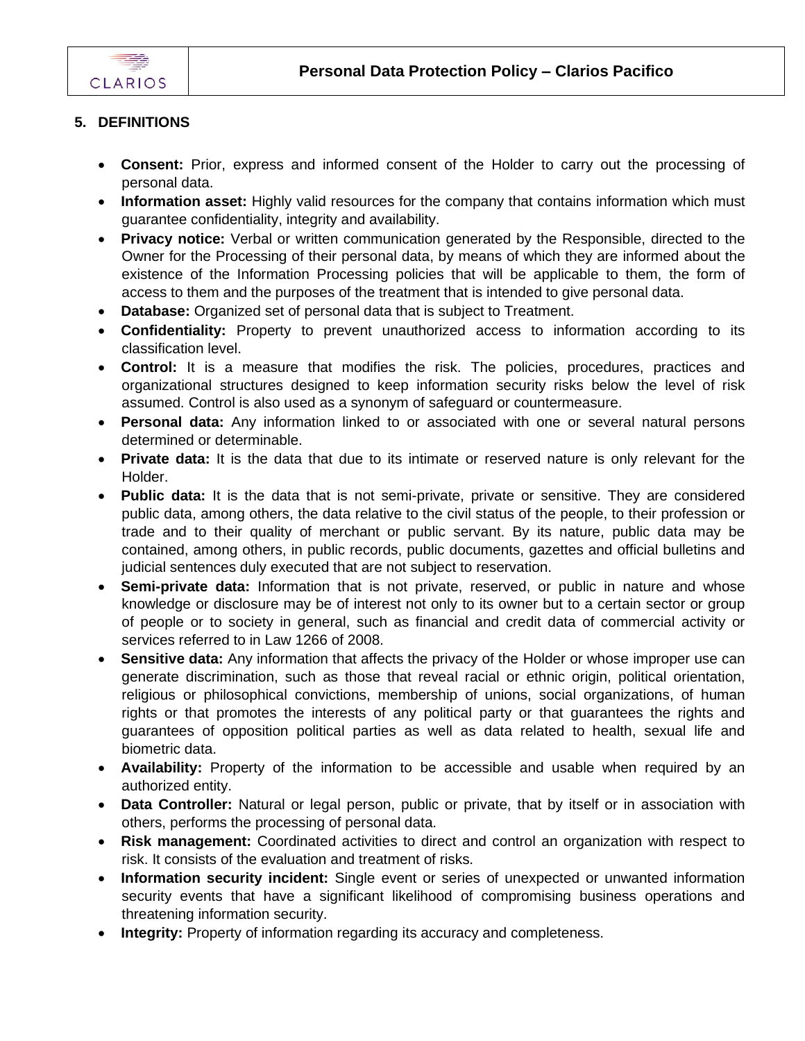## 5. DEFINITIONS

- **Consent:** Prior, express and informed consent of the Holder to carry out the processing of personal data.
- **Information asset:** Highly valid resources for the company that contains information which must guarantee confidentiality, integrity and availability.
- **Privacy notice:** Verbal or written communication generated by the Responsible, directed to the Owner for the Processing of their personal data, by means of which they are informed about the existence of the Information Processing policies that will be applicable to them, the form of access to them and the purposes of the treatment that is intended to give personal data.
- **Database:** Organized set of personal data that is subject to Treatment.
- **Confidentiality:** Property to prevent unauthorized access to information according to its classification level.
- **Control:** It is a measure that modifies the risk. The policies, procedures, practices and organizational structures designed to keep information security risks below the level of risk assumed. Control is also used as a synonym of safeguard or countermeasure.
- **Personal data:** Any information linked to or associated with one or several natural persons determined or determinable.
- **Private data:** It is the data that due to its intimate or reserved nature is only relevant for the Holder.
- **Public data:** It is the data that is not semi-private, private or sensitive. They are considered public data, among others, the data relative to the civil status of the people, to their profession or trade and to their quality of merchant or public servant. By its nature, public data may be contained, among others, in public records, public documents, gazettes and official bulletins and judicial sentences duly executed that are not subject to reservation.
- **Semi-private data:** Information that is not private, reserved, or public in nature and whose knowledge or disclosure may be of interest not only to its owner but to a certain sector or group of people or to society in general, such as financial and credit data of commercial activity or services referred to in Law 1266 of 2008.
- **Sensitive data:** Any information that affects the privacy of the Holder or whose improper use can generate discrimination, such as those that reveal racial or ethnic origin, political orientation, religious or philosophical convictions, membership of unions, social organizations, of human rights or that promotes the interests of any political party or that guarantees the rights and guarantees of opposition political parties as well as data related to health, sexual life and biometric data.
- **Availability:** Property of the information to be accessible and usable when required by an authorized entity.
- **Data Controller:** Natural or legal person, public or private, that by itself or in association with others, performs the processing of personal data.
- **Risk management:** Coordinated activities to direct and control an organization with respect to risk. It consists of the evaluation and treatment of risks.
- **Information security incident:** Single event or series of unexpected or unwanted information security events that have a significant likelihood of compromising business operations and threatening information security.
- **Integrity:** Property of information regarding its accuracy and completeness.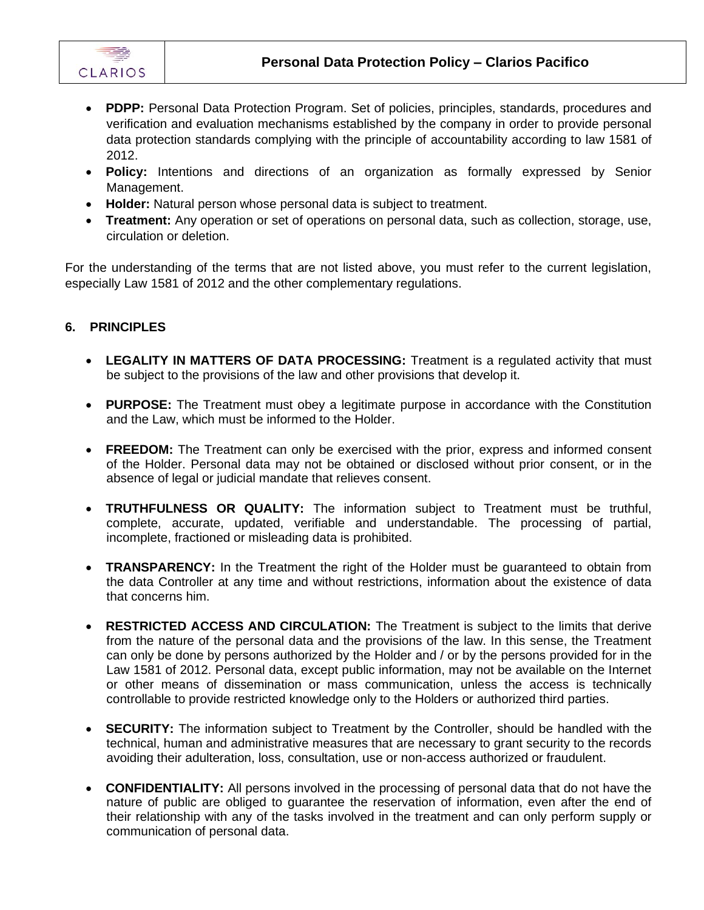- **PDPP:** Personal Data Protection Program. Set of policies, principles, standards, procedures and verification and evaluation mechanisms established by the company in order to provide personal data protection standards complying with the principle of accountability according to law 1581 of 2012.
- **Policy:** Intentions and directions of an organization as formally expressed by Senior Management.
- **Holder:** Natural person whose personal data is subject to treatment.
- **Treatment:** Any operation or set of operations on personal data, such as collection, storage, use, circulation or deletion.

For the understanding of the terms that are not listed above, you must refer to the current legislation, especially Law 1581 of 2012 and the other complementary regulations.

## 6. PRINCIPLES

- **LEGALITY IN MATTERS OF DATA PROCESSING:** Treatment is a regulated activity that must be subject to the provisions of the law and other provisions that develop it.

- **PURPOSE:** The Treatment must obey a legitimate purpose in accordance with the Constitution and the Law, which must be informed to the Holder.

- **FREEDOM:** The Treatment can only be exercised with the prior, express and informed consent of the Holder. Personal data may not be obtained or disclosed without prior consent, or in the absence of legal or judicial mandate that relieves consent.

- **TRUTHFULNESS OR QUALITY:** The information subject to Treatment must be truthful, complete, accurate, updated, verifiable and understandable. The processing of partial, incomplete, fractioned or misleading data is prohibited.

- **TRANSPARENCY:** In the Treatment the right of the Holder must be guaranteed to obtain from the data Controller at any time and without restrictions, information about the existence of data that concerns him.

- **RESTRICTED ACCESS AND CIRCULATION:** The Treatment is subject to the limits that derive from the nature of the personal data and the provisions of the law. In this sense, the Treatment can only be done by persons authorized by the Holder and / or by the persons provided for in the Law 1581 of 2012. Personal data, except public information, may not be available on the Internet or other means of dissemination or mass communication, unless the access is technically controllable to provide restricted knowledge only to the Holders or authorized third parties.

- **SECURITY:** The information subject to Treatment by the Controller, should be handled with the technical, human and administrative measures that are necessary to grant security to the records avoiding their adulteration, loss, consultation, use or non-access authorized or fraudulent.

- **CONFIDENTIALITY:** All persons involved in the processing of personal data that do not have the nature of public are obliged to guarantee the reservation of information, even after the end of their relationship with any of the tasks involved in the treatment and can only perform supply or communication of personal data.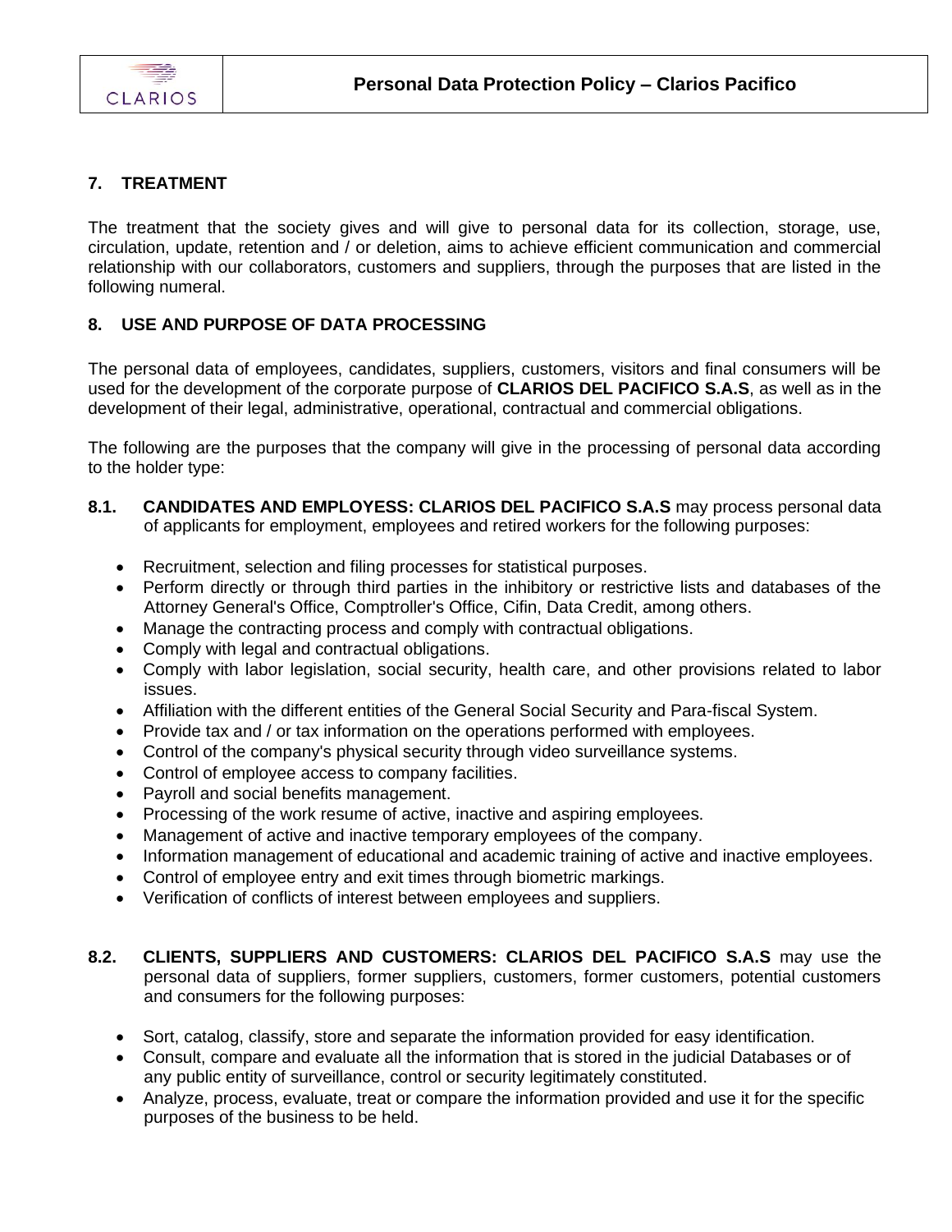## 7. TREATMENT

The treatment that the society gives and will give to personal data for its collection, storage, use, circulation, update, retention and / or deletion, aims to achieve efficient communication and commercial relationship with our collaborators, customers and suppliers, through the purposes that are listed in the following numeral.

## 8. USE AND PURPOSE OF DATA PROCESSING

The personal data of employees, candidates, suppliers, customers, visitors and final consumers will be used for the development of the corporate purpose of **CLARIOS DEL PACIFICO S.A.S**, as well as in the development of their legal, administrative, operational, contractual and commercial obligations.

The following are the purposes that the company will give in the processing of personal data according to the holder type:

**8.1. CANDIDATES AND EMPLOYESS: CLARIOS DEL PACIFICO S.A.S** may process personal data of applicants for employment, employees and retired workers for the following purposes:

- Recruitment, selection and filing processes for statistical purposes.
- Perform directly or through third parties in the inhibitory or restrictive lists and databases of the Attorney General's Office, Comptroller's Office, Cifin, Data Credit, among others.
- Manage the contracting process and comply with contractual obligations.
- Comply with legal and contractual obligations.
- Comply with labor legislation, social security, health care, and other provisions related to labor issues.
- Affiliation with the different entities of the General Social Security and Para-fiscal System.
- Provide tax and / or tax information on the operations performed with employees.
- Control of the company's physical security through video surveillance systems.
- Control of employee access to company facilities.
- Payroll and social benefits management.
- Processing of the work resume of active, inactive and aspiring employees.
- Management of active and inactive temporary employees of the company.
- Information management of educational and academic training of active and inactive employees.
- Control of employee entry and exit times through biometric markings.
- Verification of conflicts of interest between employees and suppliers.

**8.2. CLIENTS, SUPPLIERS AND CUSTOMERS: CLARIOS DEL PACIFICO S.A.S** may use the personal data of suppliers, former suppliers, customers, former customers, potential customers and consumers for the following purposes:

- Sort, catalog, classify, store and separate the information provided for easy identification.
- Consult, compare and evaluate all the information that is stored in the judicial Databases or of any public entity of surveillance, control or security legitimately constituted.
- Analyze, process, evaluate, treat or compare the information provided and use it for the specific purposes of the business to be held.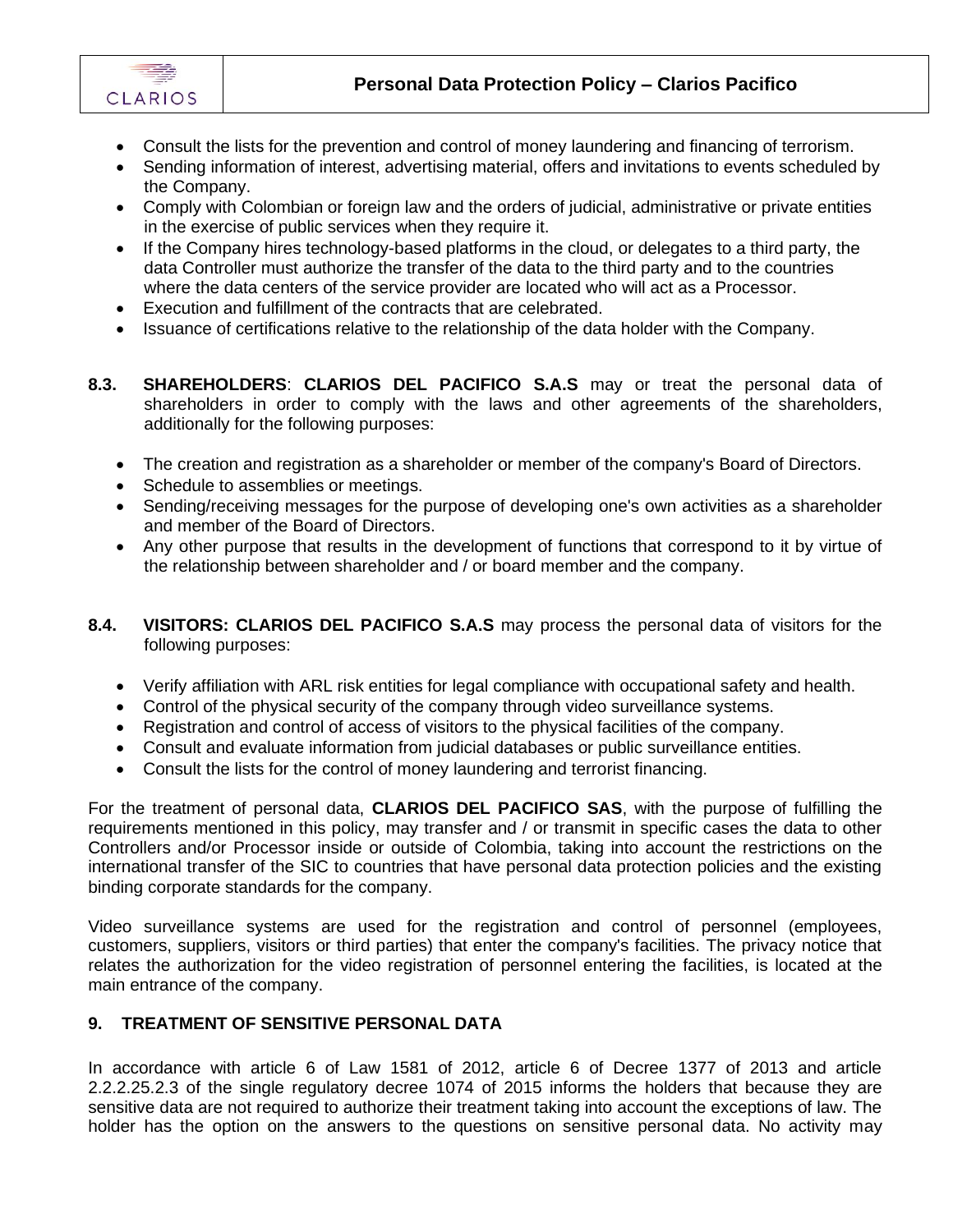- Consult the lists for the prevention and control of money laundering and financing of terrorism.
- Sending information of interest, advertising material, offers and invitations to events scheduled by the Company.
- Comply with Colombian or foreign law and the orders of judicial, administrative or private entities in the exercise of public services when they require it.
- If the Company hires technology-based platforms in the cloud, or delegates to a third party, the data Controller must authorize the transfer of the data to the third party and to the countries where the data centers of the service provider are located who will act as a Processor.
- Execution and fulfillment of the contracts that are celebrated.
- Issuance of certifications relative to the relationship of the data holder with the Company.

**8.3. SHAREHOLDERS**: **CLARIOS DEL PACIFICO S.A.S** may or treat the personal data of shareholders in order to comply with the laws and other agreements of the shareholders, additionally for the following purposes:

- The creation and registration as a shareholder or member of the company's Board of Directors.
- Schedule to assemblies or meetings.
- Sending/receiving messages for the purpose of developing one's own activities as a shareholder and member of the Board of Directors.
- Any other purpose that results in the development of functions that correspond to it by virtue of the relationship between shareholder and / or board member and the company.

**8.4. VISITORS: CLARIOS DEL PACIFICO S.A.S** may process the personal data of visitors for the following purposes:

- Verify affiliation with ARL risk entities for legal compliance with occupational safety and health.
- Control of the physical security of the company through video surveillance systems.
- Registration and control of access of visitors to the physical facilities of the company.
- Consult and evaluate information from judicial databases or public surveillance entities.
- Consult the lists for the control of money laundering and terrorist financing.

For the treatment of personal data, **CLARIOS DEL PACIFICO SAS**, with the purpose of fulfilling the requirements mentioned in this policy, may transfer and / or transmit in specific cases the data to other Controllers and/or Processor inside or outside of Colombia, taking into account the restrictions on the international transfer of the SIC to countries that have personal data protection policies and the existing binding corporate standards for the company.

Video surveillance systems are used for the registration and control of personnel (employees, customers, suppliers, visitors or third parties) that enter the company's facilities. The privacy notice that relates the authorization for the video registration of personnel entering the facilities, is located at the main entrance of the company.

## 9. TREATMENT OF SENSITIVE PERSONAL DATA

In accordance with article 6 of Law 1581 of 2012, article 6 of Decree 1377 of 2013 and article 2.2.2.25.2.3 of the single regulatory decree 1074 of 2015 informs the holders that because they are sensitive data are not required to authorize their treatment taking into account the exceptions of law. The holder has the option on the answers to the questions on sensitive personal data. No activity may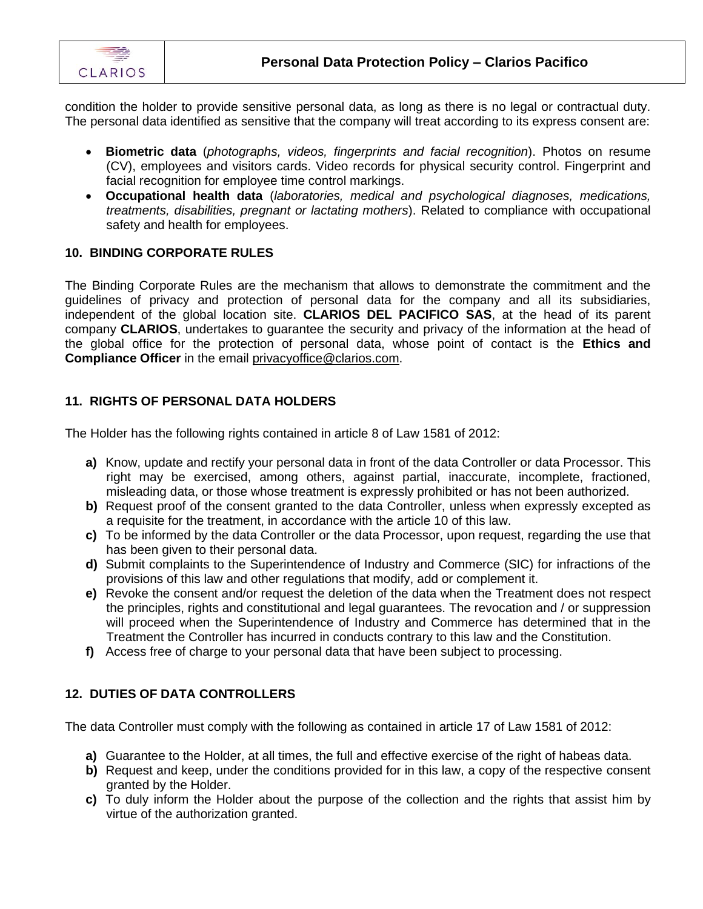condition the holder to provide sensitive personal data, as long as there is no legal or contractual duty. The personal data identified as sensitive that the company will treat according to its express consent are:

- **Biometric data** (*photographs, videos, fingerprints and facial recognition*). Photos on resume (CV), employees and visitors cards. Video records for physical security control. Fingerprint and facial recognition for employee time control markings.
- **Occupational health data** (*laboratories, medical and psychological diagnoses, medications, treatments, disabilities, pregnant or lactating mothers*). Related to compliance with occupational safety and health for employees.

## 10. BINDING CORPORATE RULES

The Binding Corporate Rules are the mechanism that allows to demonstrate the commitment and the guidelines of privacy and protection of personal data for the company and all its subsidiaries, independent of the global location site. **CLARIOS DEL PACIFICO SAS**, at the head of its parent company **CLARIOS**, undertakes to guarantee the security and privacy of the information at the head of the global office for the protection of personal data, whose point of contact is the **Ethics and Compliance Officer** in the email privacyoffice@clarios.com.

## 11. RIGHTS OF PERSONAL DATA HOLDERS

The Holder has the following rights contained in article 8 of Law 1581 of 2012:

**a)** Know, update and rectify your personal data in front of the data Controller or data Processor. This right may be exercised, among others, against partial, inaccurate, incomplete, fractioned, misleading data, or those whose treatment is expressly prohibited or has not been authorized.
**b)** Request proof of the consent granted to the data Controller, unless when expressly excepted as a requisite for the treatment, in accordance with the article 10 of this law.
**c)** To be informed by the data Controller or the data Processor, upon request, regarding the use that has been given to their personal data.
**d)** Submit complaints to the Superintendence of Industry and Commerce (SIC) for infractions of the provisions of this law and other regulations that modify, add or complement it.
**e)** Revoke the consent and/or request the deletion of the data when the Treatment does not respect the principles, rights and constitutional and legal guarantees. The revocation and / or suppression will proceed when the Superintendence of Industry and Commerce has determined that in the Treatment the Controller has incurred in conducts contrary to this law and the Constitution.
**f)** Access free of charge to your personal data that have been subject to processing.

## 12. DUTIES OF DATA CONTROLLERS

The data Controller must comply with the following as contained in article 17 of Law 1581 of 2012:

**a)** Guarantee to the Holder, at all times, the full and effective exercise of the right of habeas data.
**b)** Request and keep, under the conditions provided for in this law, a copy of the respective consent granted by the Holder.
**c)** To duly inform the Holder about the purpose of the collection and the rights that assist him by virtue of the authorization granted.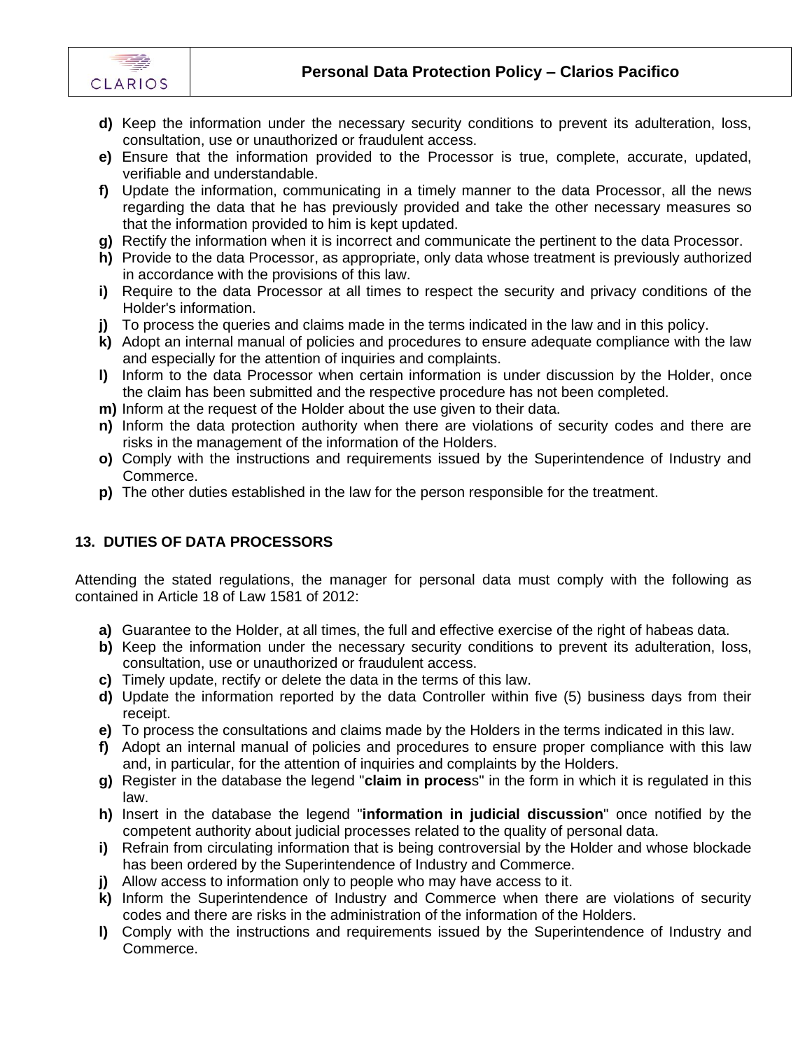- **d)** Keep the information under the necessary security conditions to prevent its adulteration, loss, consultation, use or unauthorized or fraudulent access.
- **e)** Ensure that the information provided to the Processor is true, complete, accurate, updated, verifiable and understandable.
- **f)** Update the information, communicating in a timely manner to the data Processor, all the news regarding the data that he has previously provided and take the other necessary measures so that the information provided to him is kept updated.
- **g)** Rectify the information when it is incorrect and communicate the pertinent to the data Processor.
- **h)** Provide to the data Processor, as appropriate, only data whose treatment is previously authorized in accordance with the provisions of this law.
- **i)** Require to the data Processor at all times to respect the security and privacy conditions of the Holder's information.
- **j)** To process the queries and claims made in the terms indicated in the law and in this policy.
- **k)** Adopt an internal manual of policies and procedures to ensure adequate compliance with the law and especially for the attention of inquiries and complaints.
- **l)** Inform to the data Processor when certain information is under discussion by the Holder, once the claim has been submitted and the respective procedure has not been completed.
- **m)** Inform at the request of the Holder about the use given to their data.
- **n)** Inform the data protection authority when there are violations of security codes and there are risks in the management of the information of the Holders.
- **o)** Comply with the instructions and requirements issued by the Superintendence of Industry and Commerce.
- **p)** The other duties established in the law for the person responsible for the treatment.

## 13. DUTIES OF DATA PROCESSORS

Attending the stated regulations, the manager for personal data must comply with the following as contained in Article 18 of Law 1581 of 2012:

- **a)** Guarantee to the Holder, at all times, the full and effective exercise of the right of habeas data.
- **b)** Keep the information under the necessary security conditions to prevent its adulteration, loss, consultation, use or unauthorized or fraudulent access.
- **c)** Timely update, rectify or delete the data in the terms of this law.
- **d)** Update the information reported by the data Controller within five (5) business days from their receipt.
- **e)** To process the consultations and claims made by the Holders in the terms indicated in this law.
- **f)** Adopt an internal manual of policies and procedures to ensure proper compliance with this law and, in particular, for the attention of inquiries and complaints by the Holders.
- **g)** Register in the database the legend "**claim in proces**s" in the form in which it is regulated in this law.
- **h)** Insert in the database the legend "**information in judicial discussion**" once notified by the competent authority about judicial processes related to the quality of personal data.
- **i)** Refrain from circulating information that is being controversial by the Holder and whose blockade has been ordered by the Superintendence of Industry and Commerce.
- **j)** Allow access to information only to people who may have access to it.
- **k)** Inform the Superintendence of Industry and Commerce when there are violations of security codes and there are risks in the administration of the information of the Holders.
- **l)** Comply with the instructions and requirements issued by the Superintendence of Industry and Commerce.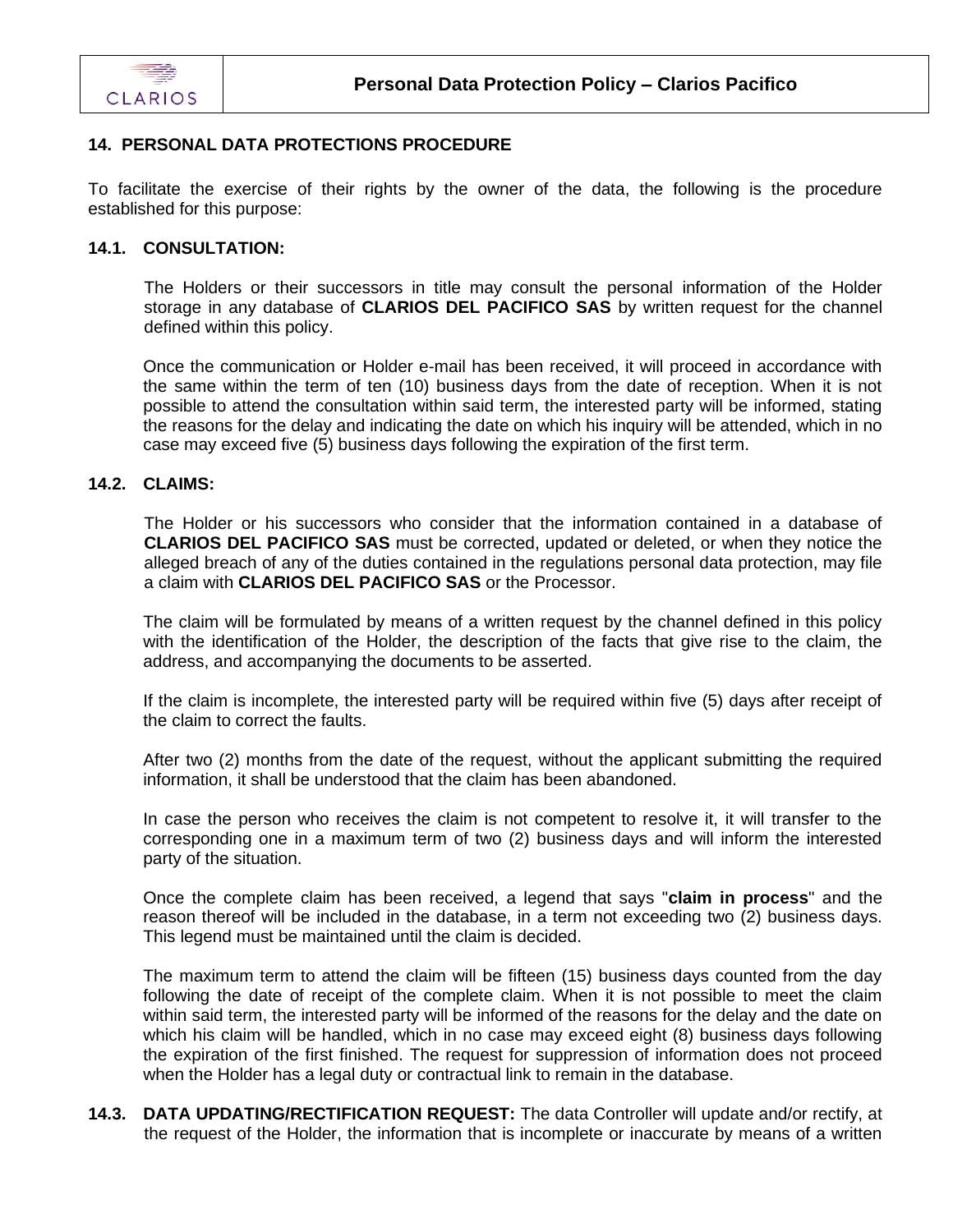## 14. PERSONAL DATA PROTECTIONS PROCEDURE

To facilitate the exercise of their rights by the owner of the data, the following is the procedure established for this purpose:

### 14.1. CONSULTATION:

The Holders or their successors in title may consult the personal information of the Holder storage in any database of **CLARIOS DEL PACIFICO SAS** by written request for the channel defined within this policy.

Once the communication or Holder e-mail has been received, it will proceed in accordance with the same within the term of ten (10) business days from the date of reception. When it is not possible to attend the consultation within said term, the interested party will be informed, stating the reasons for the delay and indicating the date on which his inquiry will be attended, which in no case may exceed five (5) business days following the expiration of the first term.

### 14.2. CLAIMS:

The Holder or his successors who consider that the information contained in a database of **CLARIOS DEL PACIFICO SAS** must be corrected, updated or deleted, or when they notice the alleged breach of any of the duties contained in the regulations personal data protection, may file a claim with **CLARIOS DEL PACIFICO SAS** or the Processor.

The claim will be formulated by means of a written request by the channel defined in this policy with the identification of the Holder, the description of the facts that give rise to the claim, the address, and accompanying the documents to be asserted.

If the claim is incomplete, the interested party will be required within five (5) days after receipt of the claim to correct the faults.

After two (2) months from the date of the request, without the applicant submitting the required information, it shall be understood that the claim has been abandoned.

In case the person who receives the claim is not competent to resolve it, it will transfer to the corresponding one in a maximum term of two (2) business days and will inform the interested party of the situation.

Once the complete claim has been received, a legend that says "**claim in process**" and the reason thereof will be included in the database, in a term not exceeding two (2) business days. This legend must be maintained until the claim is decided.

The maximum term to attend the claim will be fifteen (15) business days counted from the day following the date of receipt of the complete claim. When it is not possible to meet the claim within said term, the interested party will be informed of the reasons for the delay and the date on which his claim will be handled, which in no case may exceed eight (8) business days following the expiration of the first finished. The request for suppression of information does not proceed when the Holder has a legal duty or contractual link to remain in the database.

**14.3. DATA UPDATING/RECTIFICATION REQUEST:** The data Controller will update and/or rectify, at the request of the Holder, the information that is incomplete or inaccurate by means of a written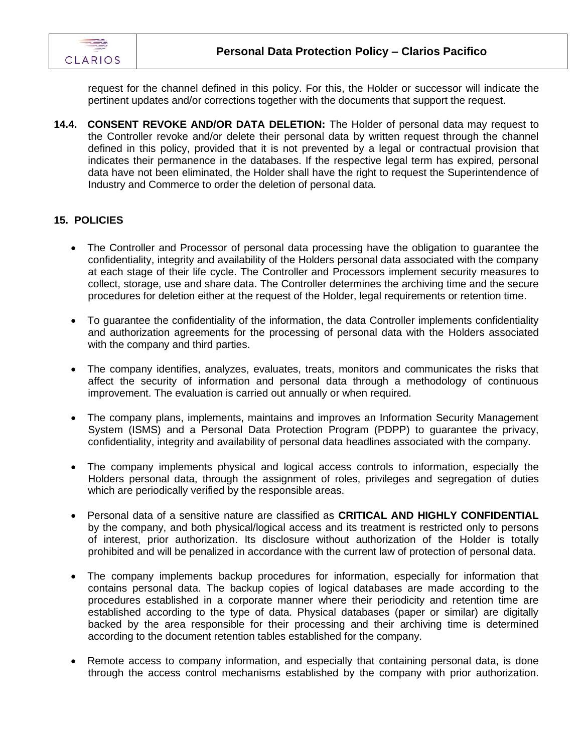request for the channel defined in this policy. For this, the Holder or successor will indicate the pertinent updates and/or corrections together with the documents that support the request.

**14.4. CONSENT REVOKE AND/OR DATA DELETION:** The Holder of personal data may request to the Controller revoke and/or delete their personal data by written request through the channel defined in this policy, provided that it is not prevented by a legal or contractual provision that indicates their permanence in the databases. If the respective legal term has expired, personal data have not been eliminated, the Holder shall have the right to request the Superintendence of Industry and Commerce to order the deletion of personal data.

## 15. POLICIES

- The Controller and Processor of personal data processing have the obligation to guarantee the confidentiality, integrity and availability of the Holders personal data associated with the company at each stage of their life cycle. The Controller and Processors implement security measures to collect, storage, use and share data. The Controller determines the archiving time and the secure procedures for deletion either at the request of the Holder, legal requirements or retention time.

- To guarantee the confidentiality of the information, the data Controller implements confidentiality and authorization agreements for the processing of personal data with the Holders associated with the company and third parties.

- The company identifies, analyzes, evaluates, treats, monitors and communicates the risks that affect the security of information and personal data through a methodology of continuous improvement. The evaluation is carried out annually or when required.

- The company plans, implements, maintains and improves an Information Security Management System (ISMS) and a Personal Data Protection Program (PDPP) to guarantee the privacy, confidentiality, integrity and availability of personal data headlines associated with the company.

- The company implements physical and logical access controls to information, especially the Holders personal data, through the assignment of roles, privileges and segregation of duties which are periodically verified by the responsible areas.

- Personal data of a sensitive nature are classified as **CRITICAL AND HIGHLY CONFIDENTIAL** by the company, and both physical/logical access and its treatment is restricted only to persons of interest, prior authorization. Its disclosure without authorization of the Holder is totally prohibited and will be penalized in accordance with the current law of protection of personal data.

- The company implements backup procedures for information, especially for information that contains personal data. The backup copies of logical databases are made according to the procedures established in a corporate manner where their periodicity and retention time are established according to the type of data. Physical databases (paper or similar) are digitally backed by the area responsible for their processing and their archiving time is determined according to the document retention tables established for the company.

- Remote access to company information, and especially that containing personal data, is done through the access control mechanisms established by the company with prior authorization.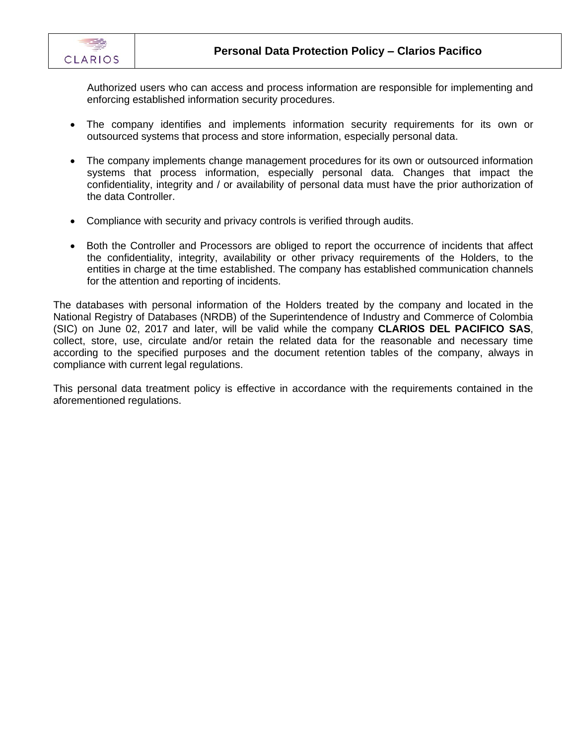Authorized users who can access and process information are responsible for implementing and enforcing established information security procedures.

- The company identifies and implements information security requirements for its own or outsourced systems that process and store information, especially personal data.

- The company implements change management procedures for its own or outsourced information systems that process information, especially personal data. Changes that impact the confidentiality, integrity and / or availability of personal data must have the prior authorization of the data Controller.

- Compliance with security and privacy controls is verified through audits.

- Both the Controller and Processors are obliged to report the occurrence of incidents that affect the confidentiality, integrity, availability or other privacy requirements of the Holders, to the entities in charge at the time established. The company has established communication channels for the attention and reporting of incidents.

The databases with personal information of the Holders treated by the company and located in the National Registry of Databases (NRDB) of the Superintendence of Industry and Commerce of Colombia (SIC) on June 02, 2017 and later, will be valid while the company **CLARIOS DEL PACIFICO SAS**, collect, store, use, circulate and/or retain the related data for the reasonable and necessary time according to the specified purposes and the document retention tables of the company, always in compliance with current legal regulations.

This personal data treatment policy is effective in accordance with the requirements contained in the aforementioned regulations.